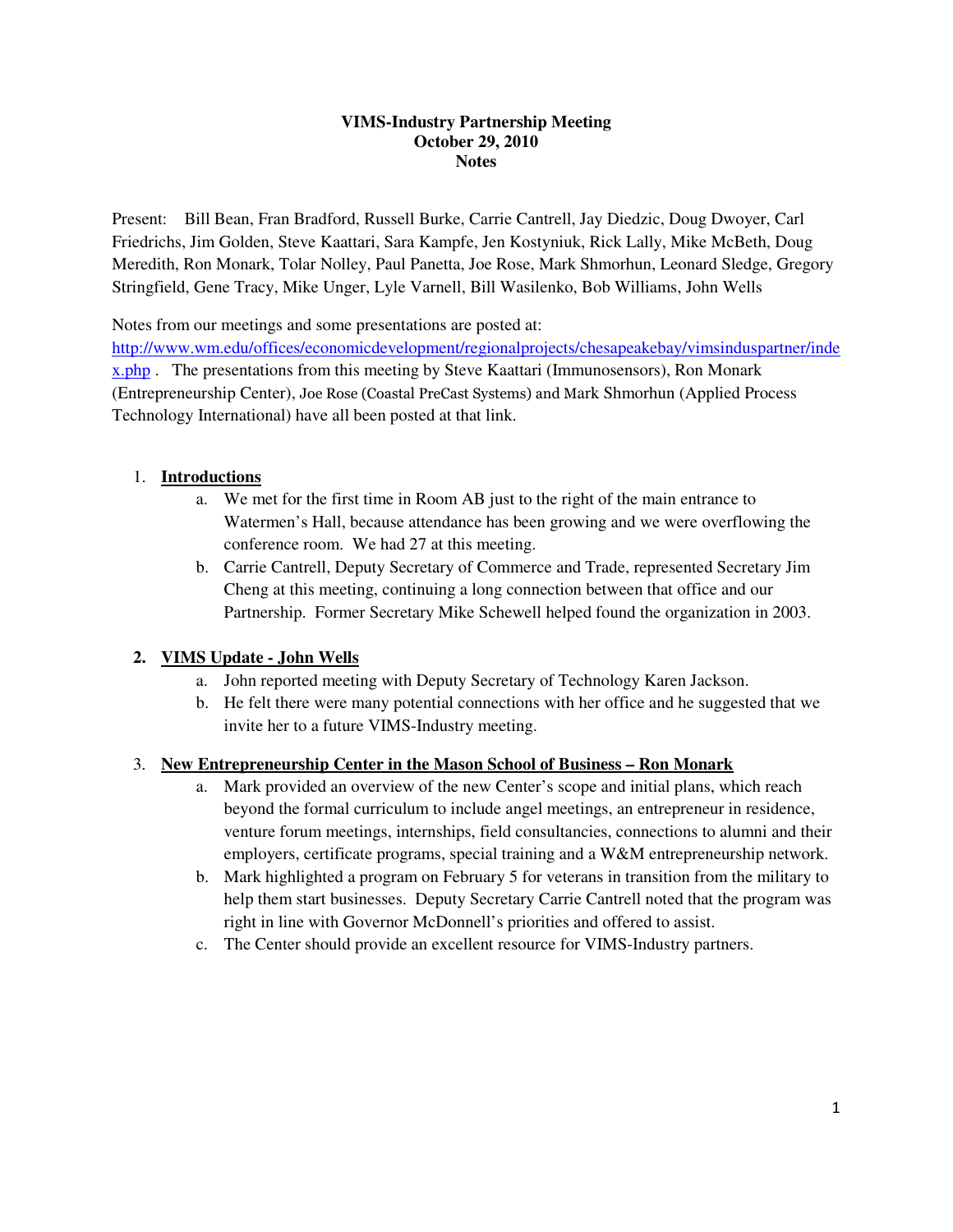**VIMS-Industry Partnership Meeting**
**October 29, 2010**
**Notes**

Present: Bill Bean, Fran Bradford, Russell Burke, Carrie Cantrell, Jay Diedzic, Doug Dwoyer, Carl Friedrichs, Jim Golden, Steve Kaattari, Sara Kampfe, Jen Kostyniuk, Rick Lally, Mike McBeth, Doug Meredith, Ron Monark, Tolar Nolley, Paul Panetta, Joe Rose, Mark Shmorhun, Leonard Sledge, Gregory Stringfield, Gene Tracy, Mike Unger, Lyle Varnell, Bill Wasilenko, Bob Williams, John Wells

Notes from our meetings and some presentations are posted at: [http://www.wm.edu/offices/economicdevelopment/regionalprojects/chesapeakebay/vimsinduspartner/index.php](http://www.wm.edu/offices/economicdevelopment/regionalprojects/chesapeakebay/vimsinduspartner/index.php) . The presentations from this meeting by Steve Kaattari (Immunosensors), Ron Monark (Entrepreneurship Center), Joe Rose (Coastal PreCast Systems) and Mark Shmorhun (Applied Process Technology International) have all been posted at that link.

1. **Introductions**
   a. We met for the first time in Room AB just to the right of the main entrance to Watermen's Hall, because attendance has been growing and we were overflowing the conference room. We had 27 at this meeting.
   b. Carrie Cantrell, Deputy Secretary of Commerce and Trade, represented Secretary Jim Cheng at this meeting, continuing a long connection between that office and our Partnership. Former Secretary Mike Schewell helped found the organization in 2003.

2. **VIMS Update - John Wells**
   a. John reported meeting with Deputy Secretary of Technology Karen Jackson.
   b. He felt there were many potential connections with her office and he suggested that we invite her to a future VIMS-Industry meeting.

3. **New Entrepreneurship Center in the Mason School of Business – Ron Monark**
   a. Mark provided an overview of the new Center's scope and initial plans, which reach beyond the formal curriculum to include angel meetings, an entrepreneur in residence, venture forum meetings, internships, field consultancies, connections to alumni and their employers, certificate programs, special training and a W&M entrepreneurship network.
   b. Mark highlighted a program on February 5 for veterans in transition from the military to help them start businesses. Deputy Secretary Carrie Cantrell noted that the program was right in line with Governor McDonnell's priorities and offered to assist.
   c. The Center should provide an excellent resource for VIMS-Industry partners.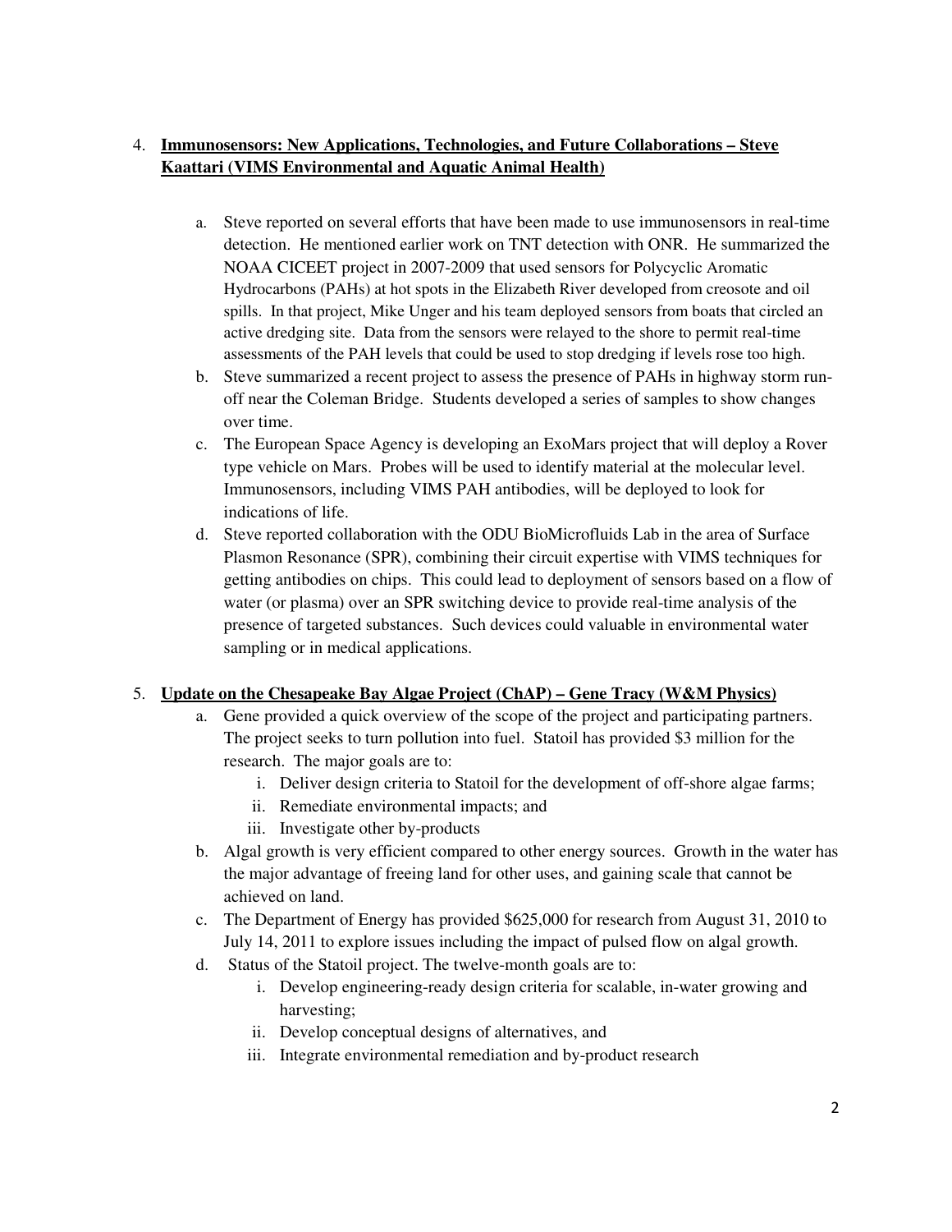4. **Immunosensors: New Applications, Technologies, and Future Collaborations – Steve Kaattari (VIMS Environmental and Aquatic Animal Health)**

   a. Steve reported on several efforts that have been made to use immunosensors in real-time detection. He mentioned earlier work on TNT detection with ONR. He summarized the NOAA CICEET project in 2007-2009 that used sensors for Polycyclic Aromatic Hydrocarbons (PAHs) at hot spots in the Elizabeth River developed from creosote and oil spills. In that project, Mike Unger and his team deployed sensors from boats that circled an active dredging site. Data from the sensors were relayed to the shore to permit real-time assessments of the PAH levels that could be used to stop dredging if levels rose too high.

   b. Steve summarized a recent project to assess the presence of PAHs in highway storm run-off near the Coleman Bridge. Students developed a series of samples to show changes over time.

   c. The European Space Agency is developing an ExoMars project that will deploy a Rover type vehicle on Mars. Probes will be used to identify material at the molecular level. Immunosensors, including VIMS PAH antibodies, will be deployed to look for indications of life.

   d. Steve reported collaboration with the ODU BioMicrofluids Lab in the area of Surface Plasmon Resonance (SPR), combining their circuit expertise with VIMS techniques for getting antibodies on chips. This could lead to deployment of sensors based on a flow of water (or plasma) over an SPR switching device to provide real-time analysis of the presence of targeted substances. Such devices could valuable in environmental water sampling or in medical applications.

5. **Update on the Chesapeake Bay Algae Project (ChAP) – Gene Tracy (W&M Physics)**

   a. Gene provided a quick overview of the scope of the project and participating partners. The project seeks to turn pollution into fuel. Statoil has provided $3 million for the research. The major goals are to:

      i. Deliver design criteria to Statoil for the development of off-shore algae farms;
      ii. Remediate environmental impacts; and
      iii. Investigate other by-products

   b. Algal growth is very efficient compared to other energy sources. Growth in the water has the major advantage of freeing land for other uses, and gaining scale that cannot be achieved on land.

   c. The Department of Energy has provided $625,000 for research from August 31, 2010 to July 14, 2011 to explore issues including the impact of pulsed flow on algal growth.

   d. Status of the Statoil project. The twelve-month goals are to:

      i. Develop engineering-ready design criteria for scalable, in-water growing and harvesting;
      ii. Develop conceptual designs of alternatives, and
      iii. Integrate environmental remediation and by-product research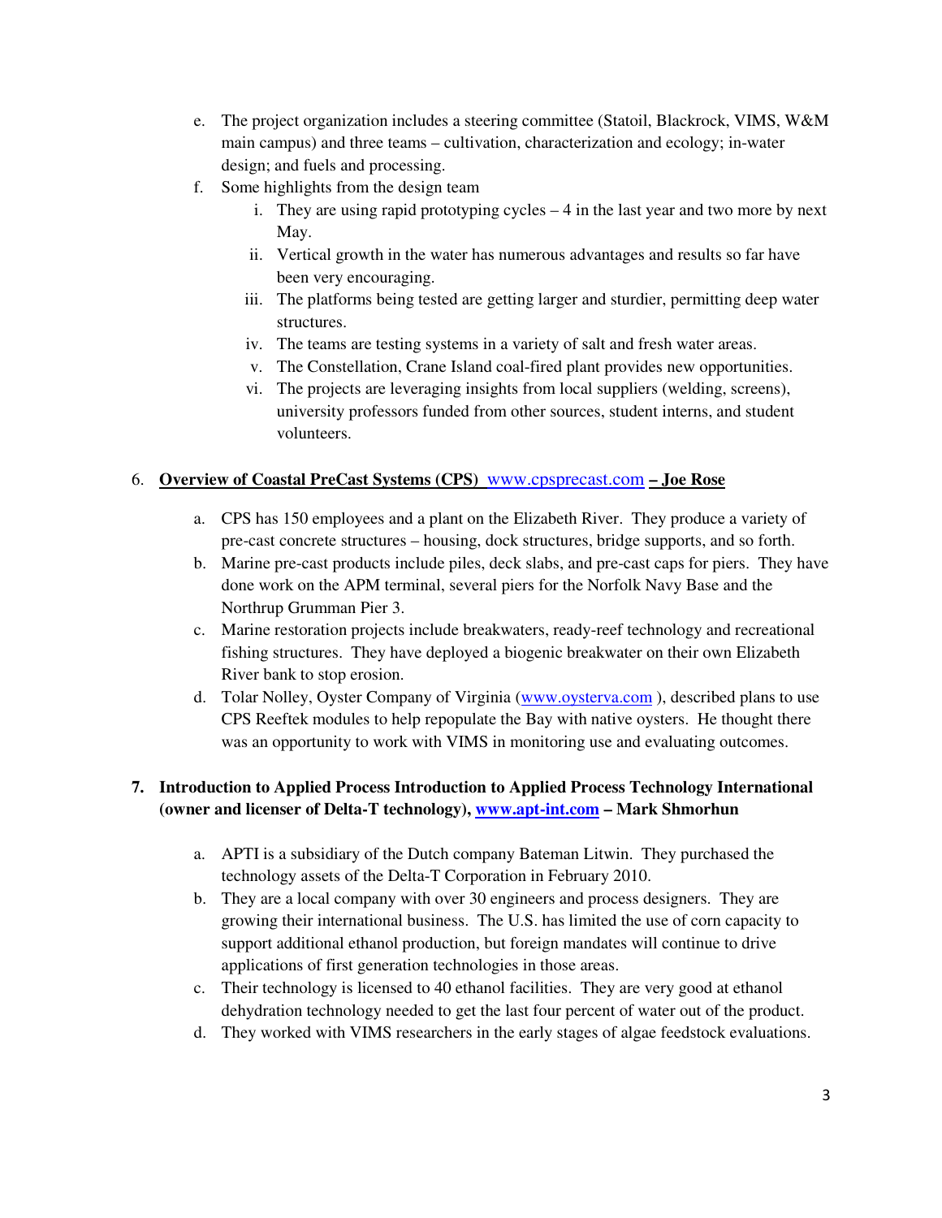e. The project organization includes a steering committee (Statoil, Blackrock, VIMS, W&M main campus) and three teams – cultivation, characterization and ecology; in-water design; and fuels and processing.

f. Some highlights from the design team

   i. They are using rapid prototyping cycles – 4 in the last year and two more by next May.

   ii. Vertical growth in the water has numerous advantages and results so far have been very encouraging.

   iii. The platforms being tested are getting larger and sturdier, permitting deep water structures.

   iv. The teams are testing systems in a variety of salt and fresh water areas.

   v. The Constellation, Crane Island coal-fired plant provides new opportunities.

   vi. The projects are leveraging insights from local suppliers (welding, screens), university professors funded from other sources, student interns, and student volunteers.

6. **Overview of Coastal PreCast Systems (CPS)** www.cpsprecast.com **– Joe Rose**

   a. CPS has 150 employees and a plant on the Elizabeth River. They produce a variety of pre-cast concrete structures – housing, dock structures, bridge supports, and so forth.

   b. Marine pre-cast products include piles, deck slabs, and pre-cast caps for piers. They have done work on the APM terminal, several piers for the Norfolk Navy Base and the Northrup Grumman Pier 3.

   c. Marine restoration projects include breakwaters, ready-reef technology and recreational fishing structures. They have deployed a biogenic breakwater on their own Elizabeth River bank to stop erosion.

   d. Tolar Nolley, Oyster Company of Virginia (www.oysterva.com ), described plans to use CPS Reeftek modules to help repopulate the Bay with native oysters. He thought there was an opportunity to work with VIMS in monitoring use and evaluating outcomes.

7. **Introduction to Applied Process Introduction to Applied Process Technology International (owner and licenser of Delta-T technology), www.apt-int.com – Mark Shmorhun**

   a. APTI is a subsidiary of the Dutch company Bateman Litwin. They purchased the technology assets of the Delta-T Corporation in February 2010.

   b. They are a local company with over 30 engineers and process designers. They are growing their international business. The U.S. has limited the use of corn capacity to support additional ethanol production, but foreign mandates will continue to drive applications of first generation technologies in those areas.

   c. Their technology is licensed to 40 ethanol facilities. They are very good at ethanol dehydration technology needed to get the last four percent of water out of the product.

   d. They worked with VIMS researchers in the early stages of algae feedstock evaluations.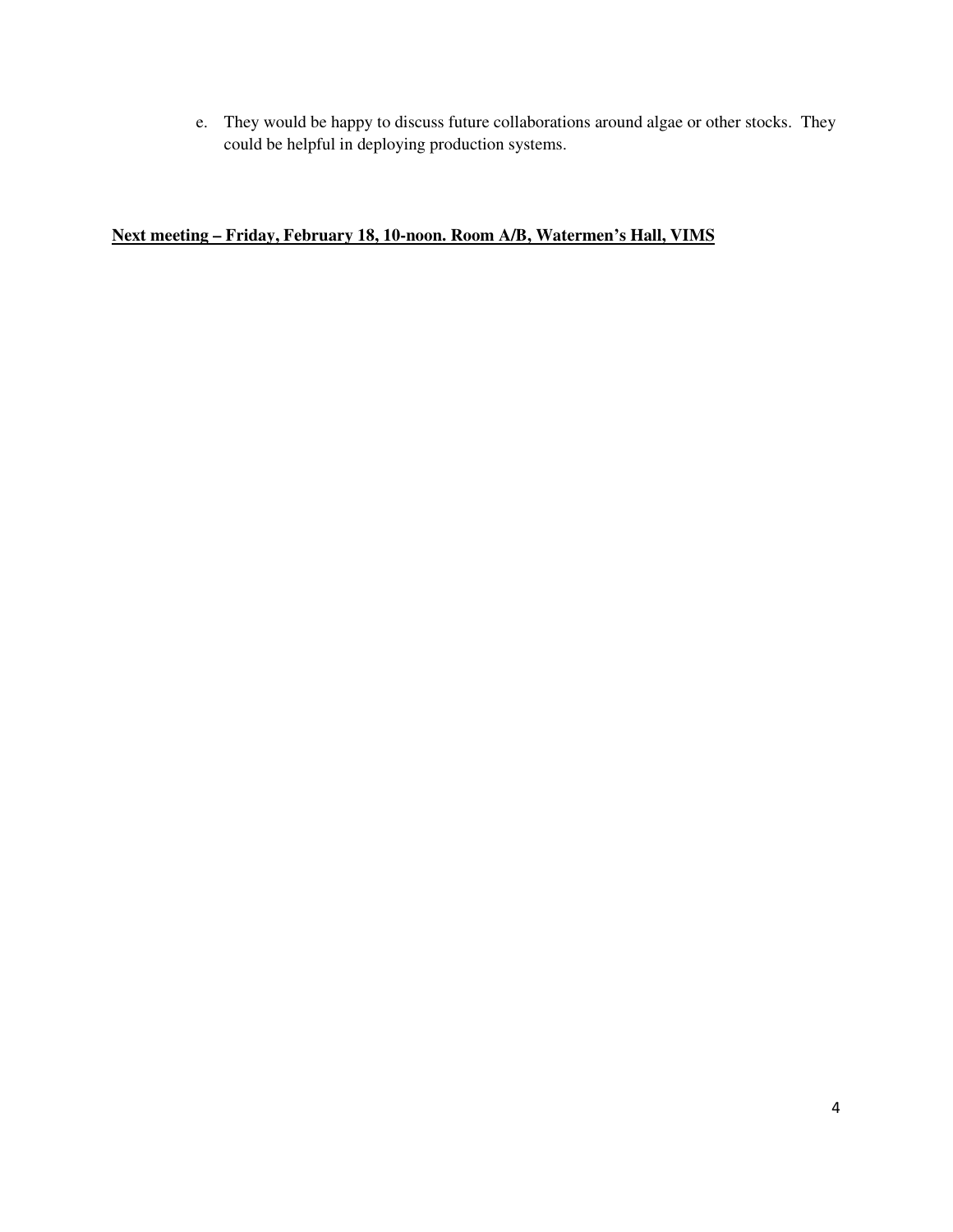e. They would be happy to discuss future collaborations around algae or other stocks. They could be helpful in deploying production systems.

**<u>Next meeting – Friday, February 18, 10-noon. Room A/B, Watermen's Hall, VIMS</u>**